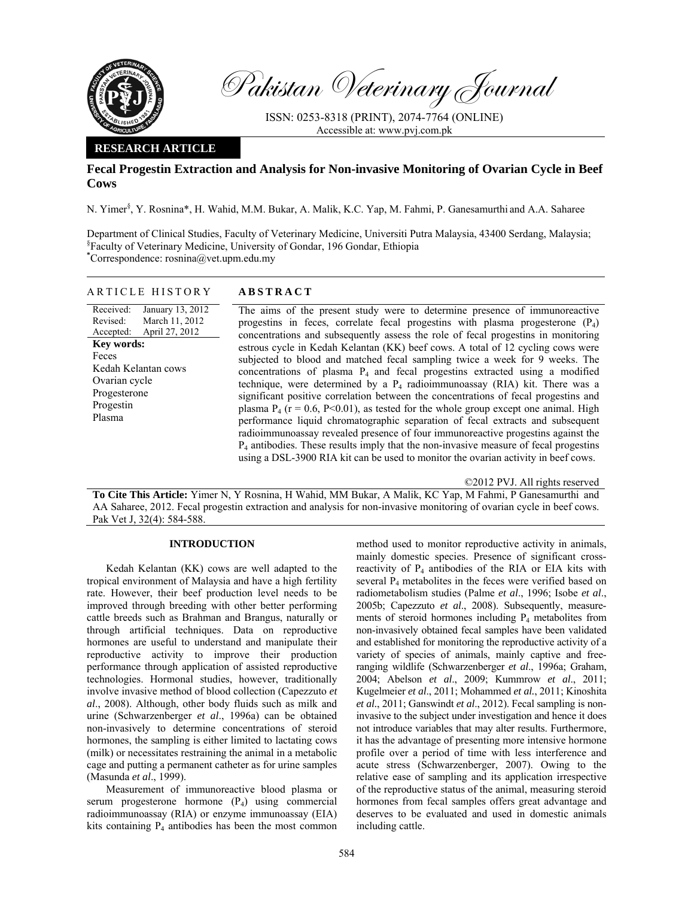# Pakistan Veterinary Journal

ISSN: 0253-8318 (PRINT), 2074-7764 (ONLINE)
Accessible at: www.pvj.com.pk

**RESEARCH ARTICLE**

## Fecal Progestin Extraction and Analysis for Non-invasive Monitoring of Ovarian Cycle in Beef Cows

N. Yimer[§], Y. Rosnina*, H. Wahid, M.M. Bukar, A. Malik, K.C. Yap, M. Fahmi, P. Ganesamurthi and A.A. Saharee

Department of Clinical Studies, Faculty of Veterinary Medicine, Universiti Putra Malaysia, 43400 Serdang, Malaysia;
[§]Faculty of Veterinary Medicine, University of Gondar, 196 Gondar, Ethiopia
*Correspondence: rosnina@vet.upm.edu.my

### ARTICLE HISTORY

Received: January 13, 2012
Revised: March 11, 2012
Accepted: April 27, 2012

**Key words:**
Feces
Kedah Kelantan cows
Ovarian cycle
Progesterone
Progestin
Plasma

### ABSTRACT

The aims of the present study were to determine presence of immunoreactive progestins in feces, correlate fecal progestins with plasma progesterone ($P_4$) concentrations and subsequently assess the role of fecal progestins in monitoring estrous cycle in Kedah Kelantan (KK) beef cows. A total of 12 cycling cows were subjected to blood and matched fecal sampling twice a week for 9 weeks. The concentrations of plasma $P_4$ and fecal progestins extracted using a modified technique, were determined by a $P_4$ radioimmunoassay (RIA) kit. There was a significant positive correlation between the concentrations of fecal progestins and plasma $P_4$ ($r = 0.6$, $P<0.01$), as tested for the whole group except one animal. High performance liquid chromatographic separation of fecal extracts and subsequent radioimmunoassay revealed presence of four immunoreactive progestins against the $P_4$ antibodies. These results imply that the non-invasive measure of fecal progestins using a DSL-3900 RIA kit can be used to monitor the ovarian activity in beef cows.

©2012 PVJ. All rights reserved

**To Cite This Article:** Yimer N, Y Rosnina, H Wahid, MM Bukar, A Malik, KC Yap, M Fahmi, P Ganesamurthi and AA Saharee, 2012. Fecal progestin extraction and analysis for non-invasive monitoring of ovarian cycle in beef cows. Pak Vet J, 32(4): 584-588.

## INTRODUCTION

Kedah Kelantan (KK) cows are well adapted to the tropical environment of Malaysia and have a high fertility rate. However, their beef production level needs to be improved through breeding with other better performing cattle breeds such as Brahman and Brangus, naturally or through artificial techniques. Data on reproductive hormones are useful to understand and manipulate their reproductive activity to improve their production performance through application of assisted reproductive technologies. Hormonal studies, however, traditionally involve invasive method of blood collection (Capezzuto *et al*., 2008). Although, other body fluids such as milk and urine (Schwarzenberger *et al*., 1996a) can be obtained non-invasively to determine concentrations of steroid hormones, the sampling is either limited to lactating cows (milk) or necessitates restraining the animal in a metabolic cage and putting a permanent catheter as for urine samples (Masunda *et al*., 1999).

Measurement of immunoreactive blood plasma or serum progesterone hormone ($P_4$) using commercial radioimmunoassay (RIA) or enzyme immunoassay (EIA) kits containing $P_4$ antibodies has been the most common method used to monitor reproductive activity in animals, mainly domestic species. Presence of significant cross-reactivity of $P_4$ antibodies of the RIA or EIA kits with several $P_4$ metabolites in the feces were verified based on radiometabolism studies (Palme *et al*., 1996; Isobe *et al*., 2005b; Capezzuto *et al*., 2008). Subsequently, measurements of steroid hormones including $P_4$ metabolites from non-invasively obtained fecal samples have been validated and established for monitoring the reproductive activity of a variety of species of animals, mainly captive and free-ranging wildlife (Schwarzenberger *et al*., 1996a; Graham, 2004; Abelson *et al*., 2009; Kummrow *et al*., 2011; Kugelmeier *et al*., 2011; Mohammed *et al.*, 2011; Kinoshita *et al.*, 2011; Ganswindt *et al*., 2012). Fecal sampling is non-invasive to the subject under investigation and hence it does not introduce variables that may alter results. Furthermore, it has the advantage of presenting more intensive hormone profile over a period of time with less interference and acute stress (Schwarzenberger, 2007). Owing to the relative ease of sampling and its application irrespective of the reproductive status of the animal, measuring steroid hormones from fecal samples offers great advantage and deserves to be evaluated and used in domestic animals including cattle.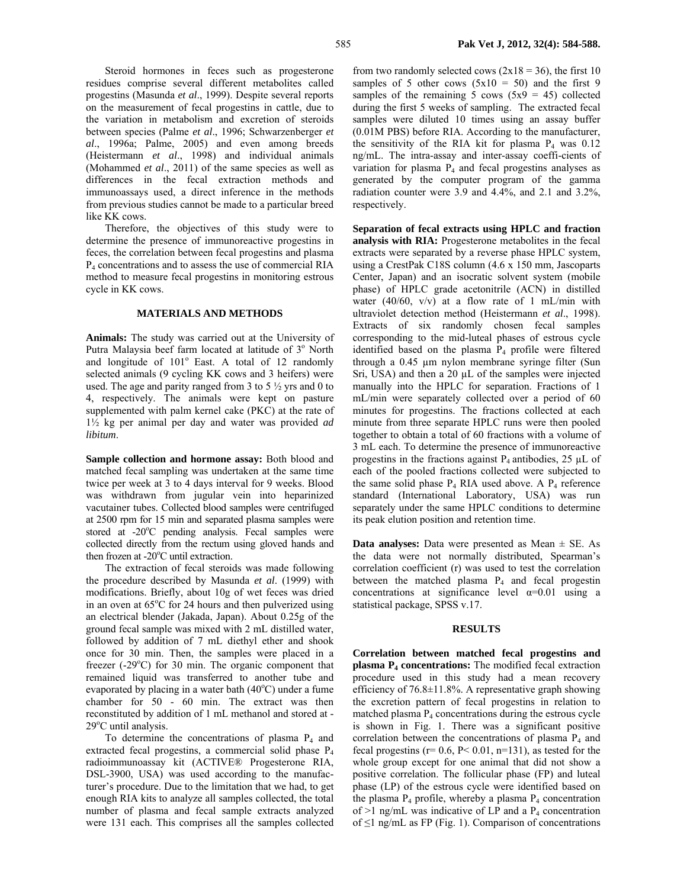Steroid hormones in feces such as progesterone residues comprise several different metabolites called progestins (Masunda *et al*., 1999). Despite several reports on the measurement of fecal progestins in cattle, due to the variation in metabolism and excretion of steroids between species (Palme *et al*., 1996; Schwarzenberger *et al*., 1996a; Palme, 2005) and even among breeds (Heistermann *et al*., 1998) and individual animals (Mohammed *et al*., 2011) of the same species as well as differences in the fecal extraction methods and immunoassays used, a direct inference in the methods from previous studies cannot be made to a particular breed like KK cows.

Therefore, the objectives of this study were to determine the presence of immunoreactive progestins in feces, the correlation between fecal progestins and plasma $P_4$ concentrations and to assess the use of commercial RIA method to measure fecal progestins in monitoring estrous cycle in KK cows.

## MATERIALS AND METHODS

**Animals:** The study was carried out at the University of Putra Malaysia beef farm located at latitude of $3^o$ North and longitude of $101^o$ East. A total of 12 randomly selected animals (9 cycling KK cows and 3 heifers) were used. The age and parity ranged from 3 to 5 ½ yrs and 0 to 4, respectively. The animals were kept on pasture supplemented with palm kernel cake (PKC) at the rate of 1½ kg per animal per day and water was provided *ad libitum*.

**Sample collection and hormone assay:** Both blood and matched fecal sampling was undertaken at the same time twice per week at 3 to 4 days interval for 9 weeks. Blood was withdrawn from jugular vein into heparinized vacutainer tubes. Collected blood samples were centrifuged at 2500 rpm for 15 min and separated plasma samples were stored at -20°C pending analysis. Fecal samples were collected directly from the rectum using gloved hands and then frozen at -20°C until extraction.

The extraction of fecal steroids was made following the procedure described by Masunda *et al*. (1999) with modifications. Briefly, about 10g of wet feces was dried in an oven at 65°C for 24 hours and then pulverized using an electrical blender (Jakada, Japan). About 0.25g of the ground fecal sample was mixed with 2 mL distilled water, followed by addition of 7 mL diethyl ether and shook once for 30 min. Then, the samples were placed in a freezer (-29°C) for 30 min. The organic component that remained liquid was transferred to another tube and evaporated by placing in a water bath (40°C) under a fume chamber for 50 - 60 min. The extract was then reconstituted by addition of 1 mL methanol and stored at -29°C until analysis.

To determine the concentrations of plasma $P_4$ and extracted fecal progestins, a commercial solid phase $P_4$ radioimmunoassay kit (ACTIVE® Progesterone RIA, DSL-3900, USA) was used according to the manufacturer's procedure. Due to the limitation that we had, to get enough RIA kits to analyze all samples collected, the total number of plasma and fecal sample extracts analyzed were 131 each. This comprises all the samples collected from two randomly selected cows (2x18 = 36), the first 10 samples of 5 other cows (5x10 = 50) and the first 9 samples of the remaining 5 cows (5x9 = 45) collected during the first 5 weeks of sampling. The extracted fecal samples were diluted 10 times using an assay buffer (0.01M PBS) before RIA. According to the manufacturer, the sensitivity of the RIA kit for plasma $P_4$ was 0.12 ng/mL. The intra-assay and inter-assay coeffi-cients of variation for plasma $P_4$ and fecal progestins analyses as generated by the computer program of the gamma radiation counter were 3.9 and 4.4%, and 2.1 and 3.2%, respectively.

**Separation of fecal extracts using HPLC and fraction analysis with RIA:** Progesterone metabolites in the fecal extracts were separated by a reverse phase HPLC system, using a CrestPak C18S column (4.6 x 150 mm, Jascoparts Center, Japan) and an isocratic solvent system (mobile phase) of HPLC grade acetonitrile (ACN) in distilled water (40/60, v/v) at a flow rate of 1 mL/min with ultraviolet detection method (Heistermann *et al*., 1998). Extracts of six randomly chosen fecal samples corresponding to the mid-luteal phases of estrous cycle identified based on the plasma $P_4$ profile were filtered through a 0.45 µm nylon membrane syringe filter (Sun Sri, USA) and then a 20 µL of the samples were injected manually into the HPLC for separation. Fractions of 1 mL/min were separately collected over a period of 60 minutes for progestins. The fractions collected at each minute from three separate HPLC runs were then pooled together to obtain a total of 60 fractions with a volume of 3 mL each. To determine the presence of immunoreactive progestins in the fractions against $P_4$ antibodies, 25 µL of each of the pooled fractions collected were subjected to the same solid phase $P_4$ RIA used above. A $P_4$ reference standard (International Laboratory, USA) was run separately under the same HPLC conditions to determine its peak elution position and retention time.

**Data analyses:** Data were presented as Mean ± SE. As the data were not normally distributed, Spearman's correlation coefficient (r) was used to test the correlation between the matched plasma $P_4$ and fecal progestin concentrations at significance level $\alpha$=0.01 using a statistical package, SPSS v.17.

## RESULTS

**Correlation between matched fecal progestins and plasma $P_4$ concentrations:** The modified fecal extraction procedure used in this study had a mean recovery efficiency of 76.8±11.8%. A representative graph showing the excretion pattern of fecal progestins in relation to matched plasma $P_4$ concentrations during the estrous cycle is shown in Fig. 1. There was a significant positive correlation between the concentrations of plasma $P_4$ and fecal progestins ($r= 0.6$, $P< 0.01$, n=131), as tested for the whole group except for one animal that did not show a positive correlation. The follicular phase (FP) and luteal phase (LP) of the estrous cycle were identified based on the plasma $P_4$ profile, whereby a plasma $P_4$ concentration of >1 ng/mL was indicative of LP and a $P_4$ concentration of ≤1 ng/mL as FP (Fig. 1). Comparison of concentrations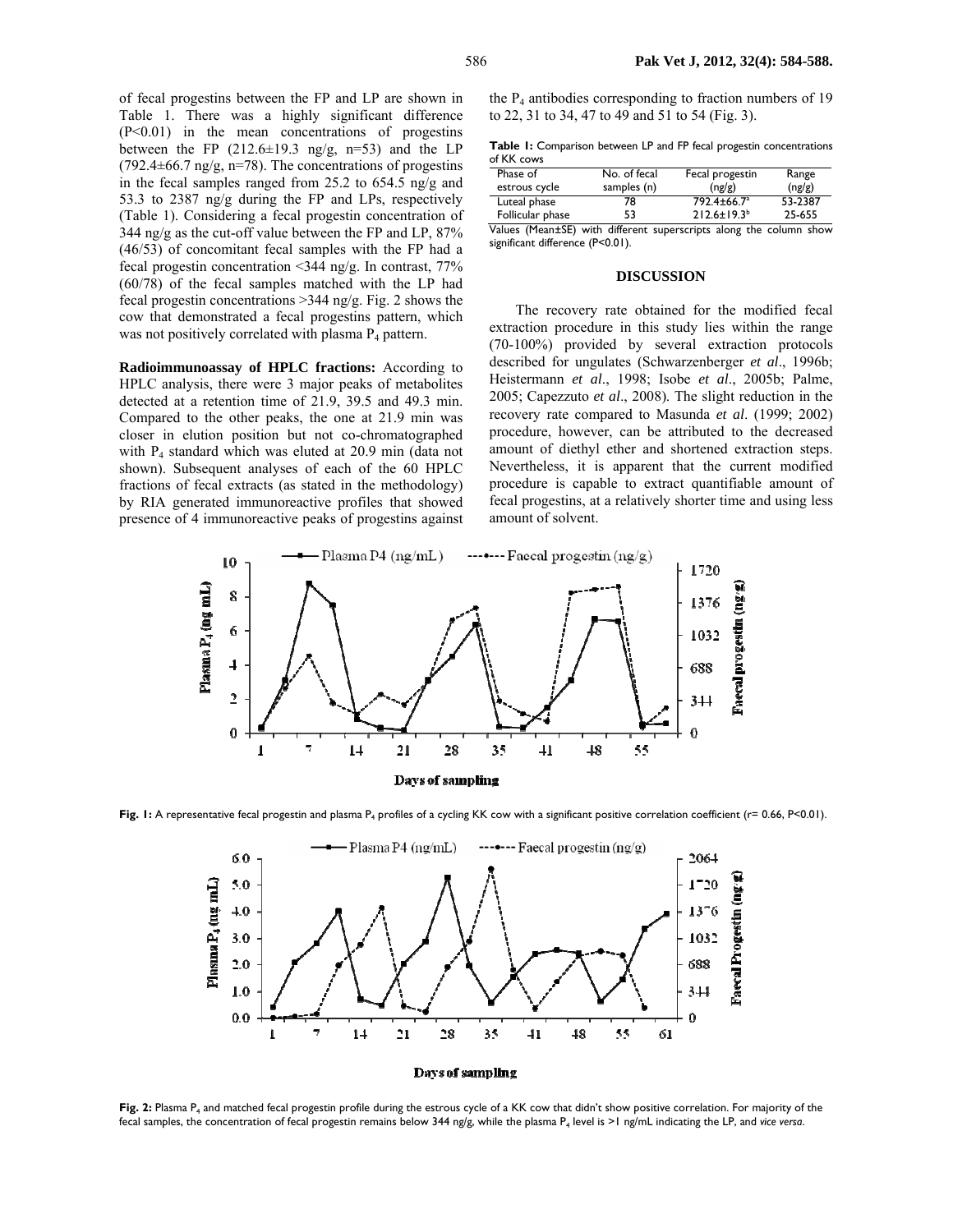of fecal progestins between the FP and LP are shown in Table 1. There was a highly significant difference (P<0.01) in the mean concentrations of progestins between the FP (212.6±19.3 ng/g, n=53) and the LP (792.4±66.7 ng/g, n=78). The concentrations of progestins in the fecal samples ranged from 25.2 to 654.5 ng/g and 53.3 to 2387 ng/g during the FP and LPs, respectively (Table 1). Considering a fecal progestin concentration of 344 ng/g as the cut-off value between the FP and LP, 87% (46/53) of concomitant fecal samples with the FP had a fecal progestin concentration <344 ng/g. In contrast, 77% (60/78) of the fecal samples matched with the LP had fecal progestin concentrations >344 ng/g. Fig. 2 shows the cow that demonstrated a fecal progestins pattern, which was not positively correlated with plasma $P_4$ pattern.

**Radioimmunoassay of HPLC fractions:** According to HPLC analysis, there were 3 major peaks of metabolites detected at a retention time of 21.9, 39.5 and 49.3 min. Compared to the other peaks, the one at 21.9 min was closer in elution position but not co-chromatographed with $P_4$ standard which was eluted at 20.9 min (data not shown). Subsequent analyses of each of the 60 HPLC fractions of fecal extracts (as stated in the methodology) by RIA generated immunoreactive profiles that showed presence of 4 immunoreactive peaks of progestins against the $P_4$ antibodies corresponding to fraction numbers of 19 to 22, 31 to 34, 47 to 49 and 51 to 54 (Fig. 3).

**Table 1:** Comparison between LP and FP fecal progestin concentrations of KK cows

| Phase of estrous cycle | No. of fecal samples (n) | Fecal progestin (ng/g) | Range (ng/g) |
|---|---|---|---|
| Luteal phase | 78 | 792.4±66.7$^a$ | 53-2387 |
| Follicular phase | 53 | 212.6±19.3$^b$ | 25-655 |

Values (Mean±SE) with different superscripts along the column show significant difference (P<0.01).

## DISCUSSION

The recovery rate obtained for the modified fecal extraction procedure in this study lies within the range (70-100%) provided by several extraction protocols described for ungulates (Schwarzenberger *et al*., 1996b; Heistermann *et al*., 1998; Isobe *et al*., 2005b; Palme, 2005; Capezzuto *et al*., 2008). The slight reduction in the recovery rate compared to Masunda *et al*. (1999; 2002) procedure, however, can be attributed to the decreased amount of diethyl ether and shortened extraction steps. Nevertheless, it is apparent that the current modified procedure is capable to extract quantifiable amount of fecal progestins, at a relatively shorter time and using less amount of solvent.

**Fig. 1:** A representative fecal progestin and plasma $P_4$ profiles of a cycling KK cow with a significant positive correlation coefficient (r= 0.66, P<0.01).

**Fig. 2:** Plasma $P_4$ and matched fecal progestin profile during the estrous cycle of a KK cow that didn't show positive correlation. For majority of the fecal samples, the concentration of fecal progestin remains below 344 ng/g, while the plasma $P_4$ level is >1 ng/mL indicating the LP, and *vice versa*.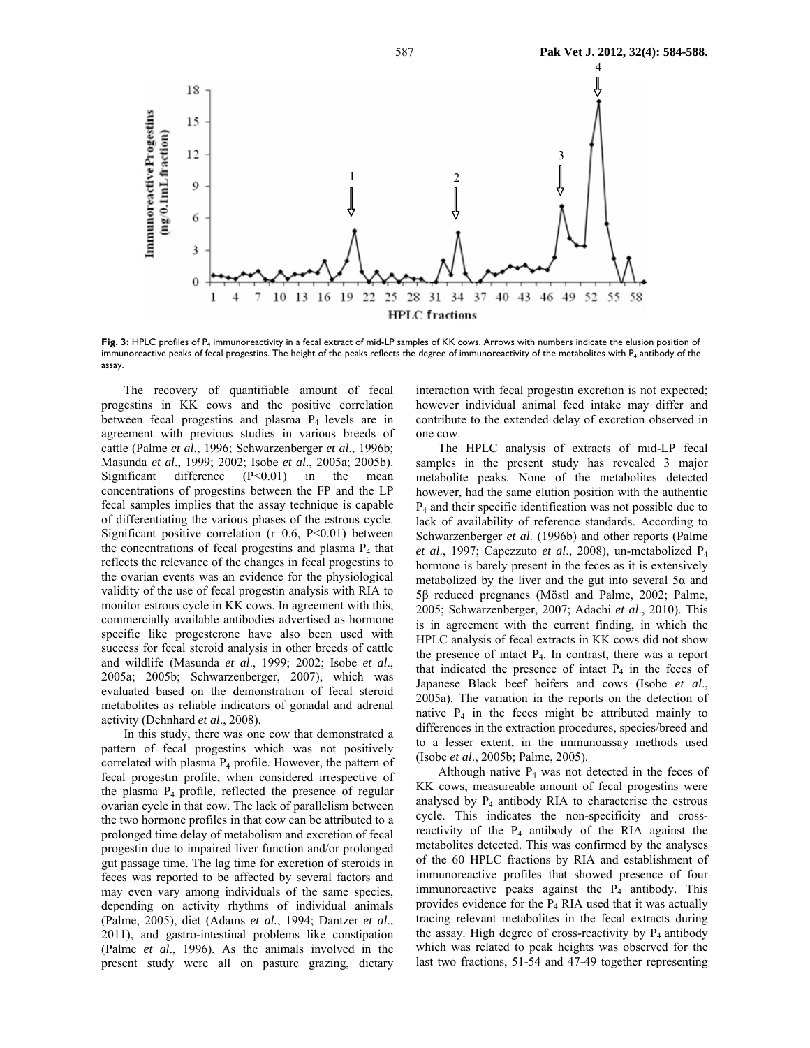**Fig. 3:** HPLC profiles of $P_4$ immunoreactivity in a fecal extract of mid-LP samples of KK cows. Arrows with numbers indicate the elusion position of immunoreactive peaks of fecal progestins. The height of the peaks reflects the degree of immunoreactivity of the metabolites with $P_4$ antibody of the assay.

The recovery of quantifiable amount of fecal progestins in KK cows and the positive correlation between fecal progestins and plasma $P_4$ levels are in agreement with previous studies in various breeds of cattle (Palme *et al*., 1996; Schwarzenberger *et al*., 1996b; Masunda *et al*., 1999; 2002; Isobe *et al*., 2005a; 2005b). Significant difference ($P<0.01$) in the mean concentrations of progestins between the FP and the LP fecal samples implies that the assay technique is capable of differentiating the various phases of the estrous cycle. Significant positive correlation ($r=0.6$, $P<0.01$) between the concentrations of fecal progestins and plasma $P_4$ that reflects the relevance of the changes in fecal progestins to the ovarian events was an evidence for the physiological validity of the use of fecal progestin analysis with RIA to monitor estrous cycle in KK cows. In agreement with this, commercially available antibodies advertised as hormone specific like progesterone have also been used with success for fecal steroid analysis in other breeds of cattle and wildlife (Masunda *et al*., 1999; 2002; Isobe *et al*., 2005a; 2005b; Schwarzenberger, 2007), which was evaluated based on the demonstration of fecal steroid metabolites as reliable indicators of gonadal and adrenal activity (Dehnhard *et al*., 2008).

In this study, there was one cow that demonstrated a pattern of fecal progestins which was not positively correlated with plasma $P_4$ profile. However, the pattern of fecal progestin profile, when considered irrespective of the plasma $P_4$ profile, reflected the presence of regular ovarian cycle in that cow. The lack of parallelism between the two hormone profiles in that cow can be attributed to a prolonged time delay of metabolism and excretion of fecal progestin due to impaired liver function and/or prolonged gut passage time. The lag time for excretion of steroids in feces was reported to be affected by several factors and may even vary among individuals of the same species, depending on activity rhythms of individual animals (Palme, 2005), diet (Adams *et al.*, 1994; Dantzer *et al*., 2011), and gastro-intestinal problems like constipation (Palme *et al*., 1996). As the animals involved in the present study were all on pasture grazing, dietary interaction with fecal progestin excretion is not expected; however individual animal feed intake may differ and contribute to the extended delay of excretion observed in one cow.

The HPLC analysis of extracts of mid-LP fecal samples in the present study has revealed 3 major metabolite peaks. None of the metabolites detected however, had the same elution position with the authentic $P_4$ and their specific identification was not possible due to lack of availability of reference standards. According to Schwarzenberger *et al.* (1996b) and other reports (Palme *et al*., 1997; Capezzuto *et al*., 2008), un-metabolized $P_4$ hormone is barely present in the feces as it is extensively metabolized by the liver and the gut into several 5α and 5β reduced pregnanes (Möstl and Palme, 2002; Palme, 2005; Schwarzenberger, 2007; Adachi *et al*., 2010). This is in agreement with the current finding, in which the HPLC analysis of fecal extracts in KK cows did not show the presence of intact $P_4$. In contrast, there was a report that indicated the presence of intact $P_4$ in the feces of Japanese Black beef heifers and cows (Isobe *et al*., 2005a). The variation in the reports on the detection of native $P_4$ in the feces might be attributed mainly to differences in the extraction procedures, species/breed and to a lesser extent, in the immunoassay methods used (Isobe *et al*., 2005b; Palme, 2005).

Although native $P_4$ was not detected in the feces of KK cows, measureable amount of fecal progestins were analysed by $P_4$ antibody RIA to characterise the estrous cycle. This indicates the non-specificity and cross-reactivity of the $P_4$ antibody of the RIA against the metabolites detected. This was confirmed by the analyses of the 60 HPLC fractions by RIA and establishment of immunoreactive profiles that showed presence of four immunoreactive peaks against the $P_4$ antibody. This provides evidence for the $P_4$ RIA used that it was actually tracing relevant metabolites in the fecal extracts during the assay. High degree of cross-reactivity by $P_4$ antibody which was related to peak heights was observed for the last two fractions, 51-54 and 47-49 together representing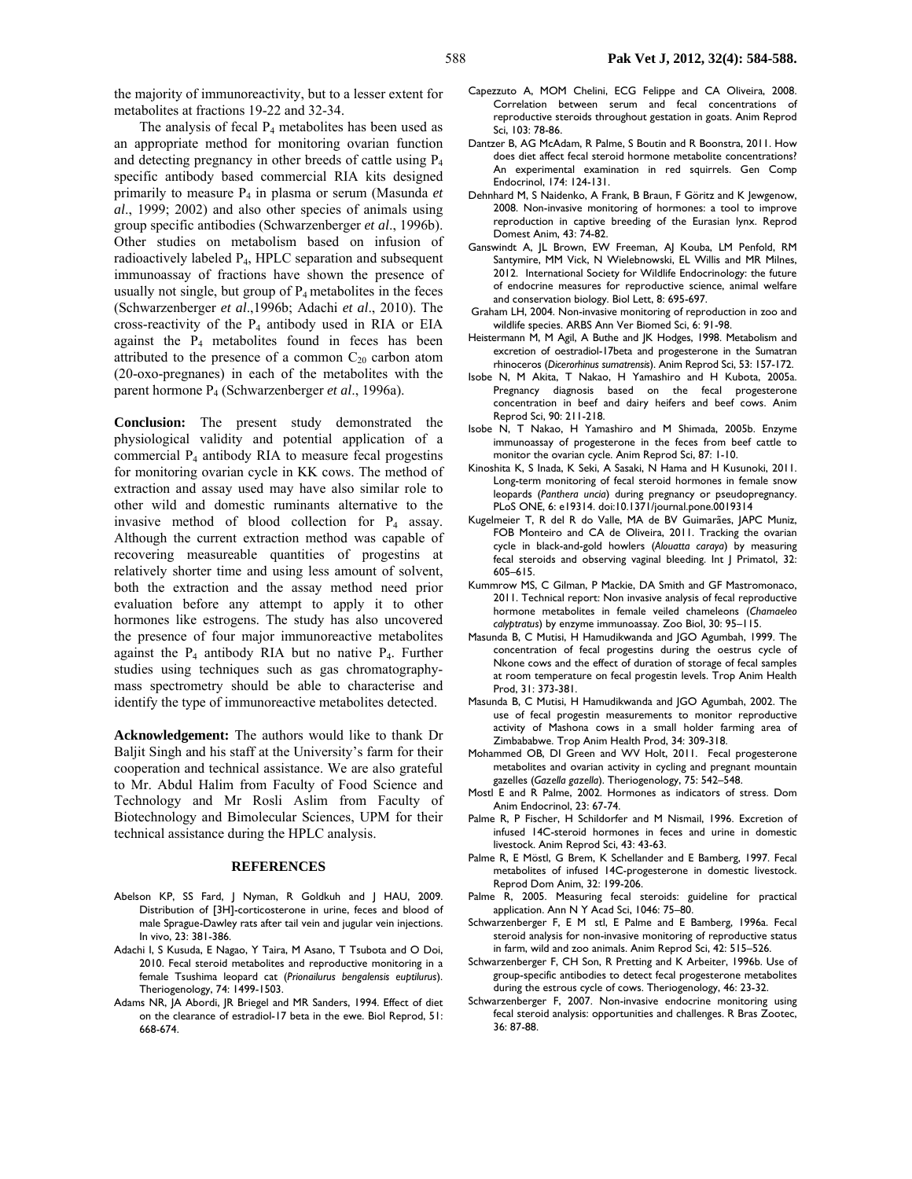the majority of immunoreactivity, but to a lesser extent for metabolites at fractions 19-22 and 32-34.

The analysis of fecal $P_4$ metabolites has been used as an appropriate method for monitoring ovarian function and detecting pregnancy in other breeds of cattle using $P_4$ specific antibody based commercial RIA kits designed primarily to measure $P_4$ in plasma or serum (Masunda *et al*., 1999; 2002) and also other species of animals using group specific antibodies (Schwarzenberger *et al*., 1996b). Other studies on metabolism based on infusion of radioactively labeled $P_4$, HPLC separation and subsequent immunoassay of fractions have shown the presence of usually not single, but group of $P_4$ metabolites in the feces (Schwarzenberger *et al*.,1996b; Adachi *et al*., 2010). The cross-reactivity of the $P_4$ antibody used in RIA or EIA against the $P_4$ metabolites found in feces has been attributed to the presence of a common $C_{20}$ carbon atom (20-oxo-pregnanes) in each of the metabolites with the parent hormone $P_4$ (Schwarzenberger *et al*., 1996a).

**Conclusion:** The present study demonstrated the physiological validity and potential application of a commercial $P_4$ antibody RIA to measure fecal progestins for monitoring ovarian cycle in KK cows. The method of extraction and assay used may have also similar role to other wild and domestic ruminants alternative to the invasive method of blood collection for $P_4$ assay. Although the current extraction method was capable of recovering measureable quantities of progestins at relatively shorter time and using less amount of solvent, both the extraction and the assay method need prior evaluation before any attempt to apply it to other hormones like estrogens. The study has also uncovered the presence of four major immunoreactive metabolites against the $P_4$ antibody RIA but no native $P_4$. Further studies using techniques such as gas chromatography-mass spectrometry should be able to characterise and identify the type of immunoreactive metabolites detected.

**Acknowledgement:** The authors would like to thank Dr Baljit Singh and his staff at the University's farm for their cooperation and technical assistance. We are also grateful to Mr. Abdul Halim from Faculty of Food Science and Technology and Mr Rosli Aslim from Faculty of Biotechnology and Bimolecular Sciences, UPM for their technical assistance during the HPLC analysis.

## REFERENCES

Abelson KP, SS Fard, J Nyman, R Goldkuh and J HAU, 2009. Distribution of [3H]-corticosterone in urine, feces and blood of male Sprague-Dawley rats after tail vein and jugular vein injections. In vivo, 23: 381-386.

Adachi I, S Kusuda, E Nagao, Y Taira, M Asano, T Tsubota and O Doi, 2010. Fecal steroid metabolites and reproductive monitoring in a female Tsushima leopard cat (*Prionailurus bengalensis euptilurus*). Theriogenology, 74: 1499-1503.

Adams NR, JA Abordi, JR Briegel and MR Sanders, 1994. Effect of diet on the clearance of estradiol-17 beta in the ewe. Biol Reprod, 51: 668-674.

Capezzuto A, MOM Chelini, ECG Felippe and CA Oliveira, 2008. Correlation between serum and fecal concentrations of reproductive steroids throughout gestation in goats. Anim Reprod Sci, 103: 78-86.

Dantzer B, AG McAdam, R Palme, S Boutin and R Boonstra, 2011. How does diet affect fecal steroid hormone metabolite concentrations? An experimental examination in red squirrels. Gen Comp Endocrinol, 174: 124-131.

Dehnhard M, S Naidenko, A Frank, B Braun, F Göritz and K Jewgenow, 2008. Non-invasive monitoring of hormones: a tool to improve reproduction in captive breeding of the Eurasian lynx. Reprod Domest Anim, 43: 74-82.

Ganswindt A, JL Brown, EW Freeman, AJ Kouba, LM Penfold, RM Santymire, MM Vick, N Wielebnowski, EL Willis and MR Milnes, 2012. International Society for Wildlife Endocrinology: the future of endocrine measures for reproductive science, animal welfare and conservation biology. Biol Lett, 8: 695-697.

Graham LH, 2004. Non-invasive monitoring of reproduction in zoo and wildlife species. ARBS Ann Ver Biomed Sci, 6: 91-98.

Heistermann M, M Agil, A Buthe and JK Hodges, 1998. Metabolism and excretion of oestradiol-17beta and progesterone in the Sumatran rhinoceros (*Dicerorhinus sumatrensis*). Anim Reprod Sci, 53: 157-172.

Isobe N, M Akita, T Nakao, H Yamashiro and H Kubota, 2005a. Pregnancy diagnosis based on the fecal progesterone concentration in beef and dairy heifers and beef cows. Anim Reprod Sci, 90: 211-218.

Isobe N, T Nakao, H Yamashiro and M Shimada, 2005b. Enzyme immunoassay of progesterone in the feces from beef cattle to monitor the ovarian cycle. Anim Reprod Sci, 87: 1-10.

Kinoshita K, S Inada, K Seki, A Sasaki, N Hama and H Kusunoki, 2011. Long-term monitoring of fecal steroid hormones in female snow leopards (*Panthera uncia*) during pregnancy or pseudopregnancy. PLoS ONE, 6: e19314. doi:10.1371/journal.pone.0019314

Kugelmeier T, R del R do Valle, MA de BV Guimarães, JAPC Muniz, FOB Monteiro and CA de Oliveira, 2011. Tracking the ovarian cycle in black-and-gold howlers (*Alouatta caraya*) by measuring fecal steroids and observing vaginal bleeding. Int J Primatol, 32: 605–615.

Kummrow MS, C Gilman, P Mackie, DA Smith and GF Mastromonaco, 2011. Technical report: Non invasive analysis of fecal reproductive hormone metabolites in female veiled chameleons (*Chamaeleo calyptratus*) by enzyme immunoassay. Zoo Biol, 30: 95–115.

Masunda B, C Mutisi, H Hamudikwanda and JGO Agumbah, 1999. The concentration of fecal progestins during the oestrus cycle of Nkone cows and the effect of duration of storage of fecal samples at room temperature on fecal progestin levels. Trop Anim Health Prod, 31: 373-381.

Masunda B, C Mutisi, H Hamudikwanda and JGO Agumbah, 2002. The use of fecal progestin measurements to monitor reproductive activity of Mashona cows in a small holder farming area of Zimbababwe. Trop Anim Health Prod, 34: 309-318.

Mohammed OB, DI Green and WV Holt, 2011. Fecal progesterone metabolites and ovarian activity in cycling and pregnant mountain gazelles (*Gazella gazella*). Theriogenology, 75: 542–548.

Mostl E and R Palme, 2002. Hormones as indicators of stress. Dom Anim Endocrinol, 23: 67-74.

Palme R, P Fischer, H Schildorfer and M Nismail, 1996. Excretion of infused 14C-steroid hormones in feces and urine in domestic livestock. Anim Reprod Sci, 43: 43-63.

Palme R, E Möstl, G Brem, K Schellander and E Bamberg, 1997. Fecal metabolites of infused 14C-progesterone in domestic livestock. Reprod Dom Anim, 32: 199-206.

Palme R, 2005. Measuring fecal steroids: guideline for practical application. Ann N Y Acad Sci, 1046: 75–80.

Schwarzenberger F, E M stl, E Palme and E Bamberg, 1996a. Fecal steroid analysis for non-invasive monitoring of reproductive status in farm, wild and zoo animals. Anim Reprod Sci, 42: 515–526.

Schwarzenberger F, CH Son, R Pretting and K Arbeiter, 1996b. Use of group-specific antibodies to detect fecal progesterone metabolites during the estrous cycle of cows. Theriogenology, 46: 23-32.

Schwarzenberger F, 2007. Non-invasive endocrine monitoring using fecal steroid analysis: opportunities and challenges. R Bras Zootec, 36: 87-88.